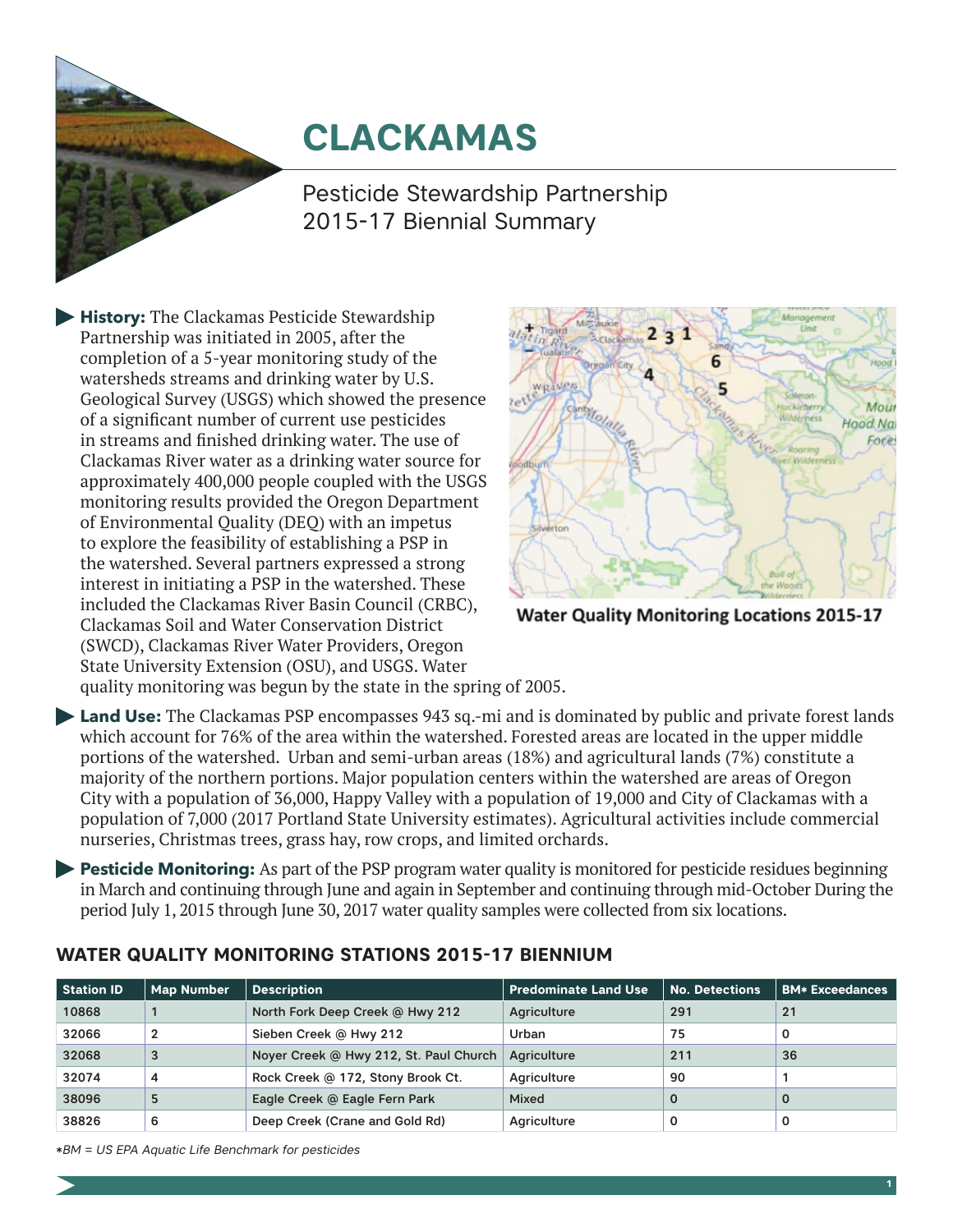# CLACKAMAS

Pesticide Stewardship Partnership
2015-17 Biennial Summary

**History:** The Clackamas Pesticide Stewardship Partnership was initiated in 2005, after the completion of a 5-year monitoring study of the watersheds streams and drinking water by U.S. Geological Survey (USGS) which showed the presence of a significant number of current use pesticides in streams and finished drinking water. The use of Clackamas River water as a drinking water source for approximately 400,000 people coupled with the USGS monitoring results provided the Oregon Department of Environmental Quality (DEQ) with an impetus to explore the feasibility of establishing a PSP in the watershed. Several partners expressed a strong interest in initiating a PSP in the watershed. These included the Clackamas River Basin Council (CRBC), Clackamas Soil and Water Conservation District (SWCD), Clackamas River Water Providers, Oregon State University Extension (OSU), and USGS. Water quality monitoring was begun by the state in the spring of 2005.

**Water Quality Monitoring Locations 2015-17**

**Land Use:** The Clackamas PSP encompasses 943 sq.-mi and is dominated by public and private forest lands which account for 76% of the area within the watershed. Forested areas are located in the upper middle portions of the watershed. Urban and semi-urban areas (18%) and agricultural lands (7%) constitute a majority of the northern portions. Major population centers within the watershed are areas of Oregon City with a population of 36,000, Happy Valley with a population of 19,000 and City of Clackamas with a population of 7,000 (2017 Portland State University estimates). Agricultural activities include commercial nurseries, Christmas trees, grass hay, row crops, and limited orchards.

**Pesticide Monitoring:** As part of the PSP program water quality is monitored for pesticide residues beginning in March and continuing through June and again in September and continuing through mid-October During the period July 1, 2015 through June 30, 2017 water quality samples were collected from six locations.

## WATER QUALITY MONITORING STATIONS 2015-17 BIENNIUM

| Station ID | Map Number | Description | Predominate Land Use | No. Detections | BM* Exceedances |
|---|---|---|---|---|---|
| 10868 | 1 | North Fork Deep Creek @ Hwy 212 | Agriculture | 291 | 21 |
| 32066 | 2 | Sieben Creek @ Hwy 212 | Urban | 75 | 0 |
| 32068 | 3 | Noyer Creek @ Hwy 212, St. Paul Church | Agriculture | 211 | 36 |
| 32074 | 4 | Rock Creek @ 172, Stony Brook Ct. | Agriculture | 90 | 1 |
| 38096 | 5 | Eagle Creek @ Eagle Fern Park | Mixed | 0 | 0 |
| 38826 | 6 | Deep Creek (Crane and Gold Rd) | Agriculture | 0 | 0 |

*BM = US EPA Aquatic Life Benchmark for pesticides*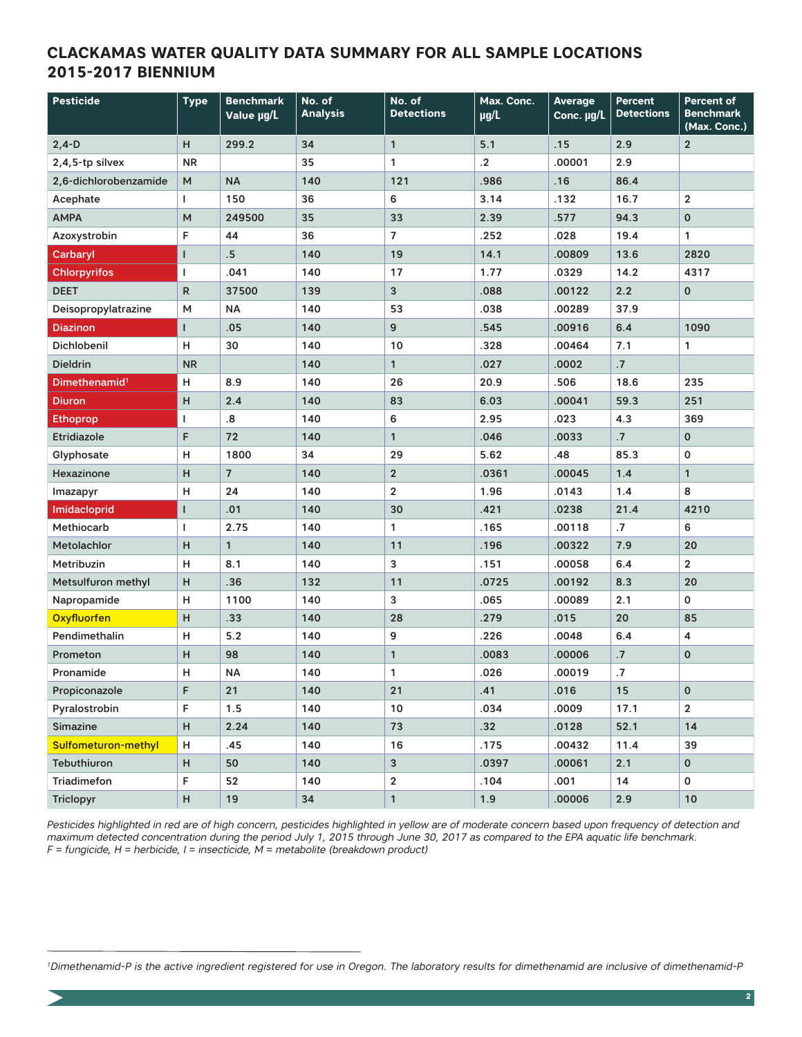# CLACKAMAS WATER QUALITY DATA SUMMARY FOR ALL SAMPLE LOCATIONS 2015-2017 BIENNIUM

| Pesticide | Type | Benchmark Value µg/L | No. of Analysis | No. of Detections | Max. Conc. µg/L | Average Conc. µg/L | Percent Detections | Percent of Benchmark (Max. Conc.) |
|---|---|---|---|---|---|---|---|---|
| 2,4-D | H | 299.2 | 34 | 1 | 5.1 | .15 | 2.9 | 2 |
| 2,4,5-tp silvex | NR | | 35 | 1 | .2 | .00001 | 2.9 | |
| 2,6-dichlorobenzamide | M | NA | 140 | 121 | .986 | .16 | 86.4 | |
| Acephate | I | 150 | 36 | 6 | 3.14 | .132 | 16.7 | 2 |
| AMPA | M | 249500 | 35 | 33 | 2.39 | .577 | 94.3 | 0 |
| Azoxystrobin | F | 44 | 36 | 7 | .252 | .028 | 19.4 | 1 |
| Carbaryl | I | .5 | 140 | 19 | 14.1 | .00809 | 13.6 | 2820 |
| Chlorpyrifos | I | .041 | 140 | 17 | 1.77 | .0329 | 14.2 | 4317 |
| DEET | R | 37500 | 139 | 3 | .088 | .00122 | 2.2 | 0 |
| Deisopropylatrazine | M | NA | 140 | 53 | .038 | .00289 | 37.9 | |
| Diazinon | I | .05 | 140 | 9 | .545 | .00916 | 6.4 | 1090 |
| Dichlobenil | H | 30 | 140 | 10 | .328 | .00464 | 7.1 | 1 |
| Dieldrin | NR | | 140 | 1 | .027 | .0002 | .7 | |
| Dimethenamid[1] | H | 8.9 | 140 | 26 | 20.9 | .506 | 18.6 | 235 |
| Diuron | H | 2.4 | 140 | 83 | 6.03 | .00041 | 59.3 | 251 |
| Ethoprop | I | .8 | 140 | 6 | 2.95 | .023 | 4.3 | 369 |
| Etridiazole | F | 72 | 140 | 1 | .046 | .0033 | .7 | 0 |
| Glyphosate | H | 1800 | 34 | 29 | 5.62 | .48 | 85.3 | 0 |
| Hexazinone | H | 7 | 140 | 2 | .0361 | .00045 | 1.4 | 1 |
| Imazapyr | H | 24 | 140 | 2 | 1.96 | .0143 | 1.4 | 8 |
| Imidacloprid | I | .01 | 140 | 30 | .421 | .0238 | 21.4 | 4210 |
| Methiocarb | I | 2.75 | 140 | 1 | .165 | .00118 | .7 | 6 |
| Metolachlor | H | 1 | 140 | 11 | .196 | .00322 | 7.9 | 20 |
| Metribuzin | H | 8.1 | 140 | 3 | .151 | .00058 | 6.4 | 2 |
| Metsulfuron methyl | H | .36 | 132 | 11 | .0725 | .00192 | 8.3 | 20 |
| Napropamide | H | 1100 | 140 | 3 | .065 | .00089 | 2.1 | 0 |
| Oxyfluorfen | H | .33 | 140 | 28 | .279 | .015 | 20 | 85 |
| Pendimethalin | H | 5.2 | 140 | 9 | .226 | .0048 | 6.4 | 4 |
| Prometon | H | 98 | 140 | 1 | .0083 | .00006 | .7 | 0 |
| Pronamide | H | NA | 140 | 1 | .026 | .00019 | .7 | |
| Propiconazole | F | 21 | 140 | 21 | .41 | .016 | 15 | 0 |
| Pyralostrobin | F | 1.5 | 140 | 10 | .034 | .0009 | 17.1 | 2 |
| Simazine | H | 2.24 | 140 | 73 | .32 | .0128 | 52.1 | 14 |
| Sulfometuron-methyl | H | .45 | 140 | 16 | .175 | .00432 | 11.4 | 39 |
| Tebuthiuron | H | 50 | 140 | 3 | .0397 | .00061 | 2.1 | 0 |
| Triadimefon | F | 52 | 140 | 2 | .104 | .001 | 14 | 0 |
| Triclopyr | H | 19 | 34 | 1 | 1.9 | .00006 | 2.9 | 10 |

*Pesticides highlighted in red are of high concern, pesticides highlighted in yellow are of moderate concern based upon frequency of detection and maximum detected concentration during the period July 1, 2015 through June 30, 2017 as compared to the EPA aquatic life benchmark.*
*F = fungicide, H = herbicide, I = insecticide, M = metabolite (breakdown product)*

[1] *Dimethenamid-P is the active ingredient registered for use in Oregon. The laboratory results for dimethenamid are inclusive of dimethenamid-P*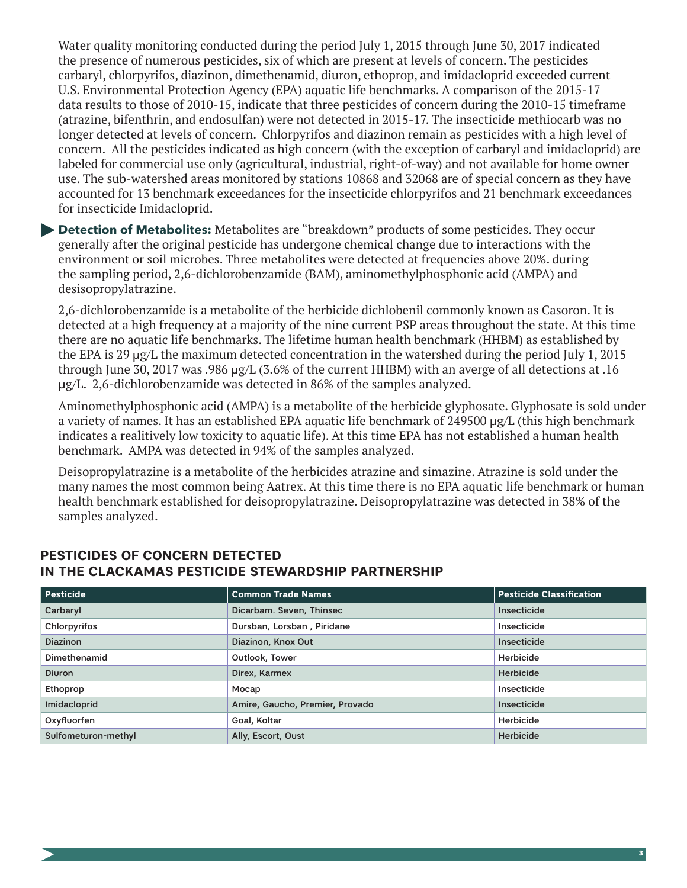Water quality monitoring conducted during the period July 1, 2015 through June 30, 2017 indicated the presence of numerous pesticides, six of which are present at levels of concern. The pesticides carbaryl, chlorpyrifos, diazinon, dimethenamid, diuron, ethoprop, and imidacloprid exceeded current U.S. Environmental Protection Agency (EPA) aquatic life benchmarks. A comparison of the 2015-17 data results to those of 2010-15, indicate that three pesticides of concern during the 2010-15 timeframe (atrazine, bifenthrin, and endosulfan) were not detected in 2015-17. The insecticide methiocarb was no longer detected at levels of concern. Chlorpyrifos and diazinon remain as pesticides with a high level of concern. All the pesticides indicated as high concern (with the exception of carbaryl and imidacloprid) are labeled for commercial use only (agricultural, industrial, right-of-way) and not available for home owner use. The sub-watershed areas monitored by stations 10868 and 32068 are of special concern as they have accounted for 13 benchmark exceedances for the insecticide chlorpyrifos and 21 benchmark exceedances for insecticide Imidacloprid.

**Detection of Metabolites:** Metabolites are "breakdown" products of some pesticides. They occur generally after the original pesticide has undergone chemical change due to interactions with the environment or soil microbes. Three metabolites were detected at frequencies above 20%. during the sampling period, 2,6-dichlorobenzamide (BAM), aminomethylphosphonic acid (AMPA) and desisopropylatrazine.

2,6-dichlorobenzamide is a metabolite of the herbicide dichlobenil commonly known as Casoron. It is detected at a high frequency at a majority of the nine current PSP areas throughout the state. At this time there are no aquatic life benchmarks. The lifetime human health benchmark (HHBM) as established by the EPA is 29 µg/L the maximum detected concentration in the watershed during the period July 1, 2015 through June 30, 2017 was .986 µg/L (3.6% of the current HHBM) with an averge of all detections at .16 µg/L. 2,6-dichlorobenzamide was detected in 86% of the samples analyzed.

Aminomethylphosphonic acid (AMPA) is a metabolite of the herbicide glyphosate. Glyphosate is sold under a variety of names. It has an established EPA aquatic life benchmark of 249500 µg/L (this high benchmark indicates a realitively low toxicity to aquatic life). At this time EPA has not established a human health benchmark. AMPA was detected in 94% of the samples analyzed.

Deisopropylatrazine is a metabolite of the herbicides atrazine and simazine. Atrazine is sold under the many names the most common being Aatrex. At this time there is no EPA aquatic life benchmark or human health benchmark established for deisopropylatrazine. Deisopropylatrazine was detected in 38% of the samples analyzed.

## PESTICIDES OF CONCERN DETECTED IN THE CLACKAMAS PESTICIDE STEWARDSHIP PARTNERSHIP

| Pesticide | Common Trade Names | Pesticide Classification |
| --- | --- | --- |
| Carbaryl | Dicarbam. Seven, Thinsec | Insecticide |
| Chlorpyrifos | Dursban, Lorsban , Piridane | Insecticide |
| Diazinon | Diazinon, Knox Out | Insecticide |
| Dimethenamid | Outlook, Tower | Herbicide |
| Diuron | Direx, Karmex | Herbicide |
| Ethoprop | Mocap | Insecticide |
| Imidacloprid | Amire, Gaucho, Premier, Provado | Insecticide |
| Oxyfluorfen | Goal, Koltar | Herbicide |
| Sulfometuron-methyl | Ally, Escort, Oust | Herbicide |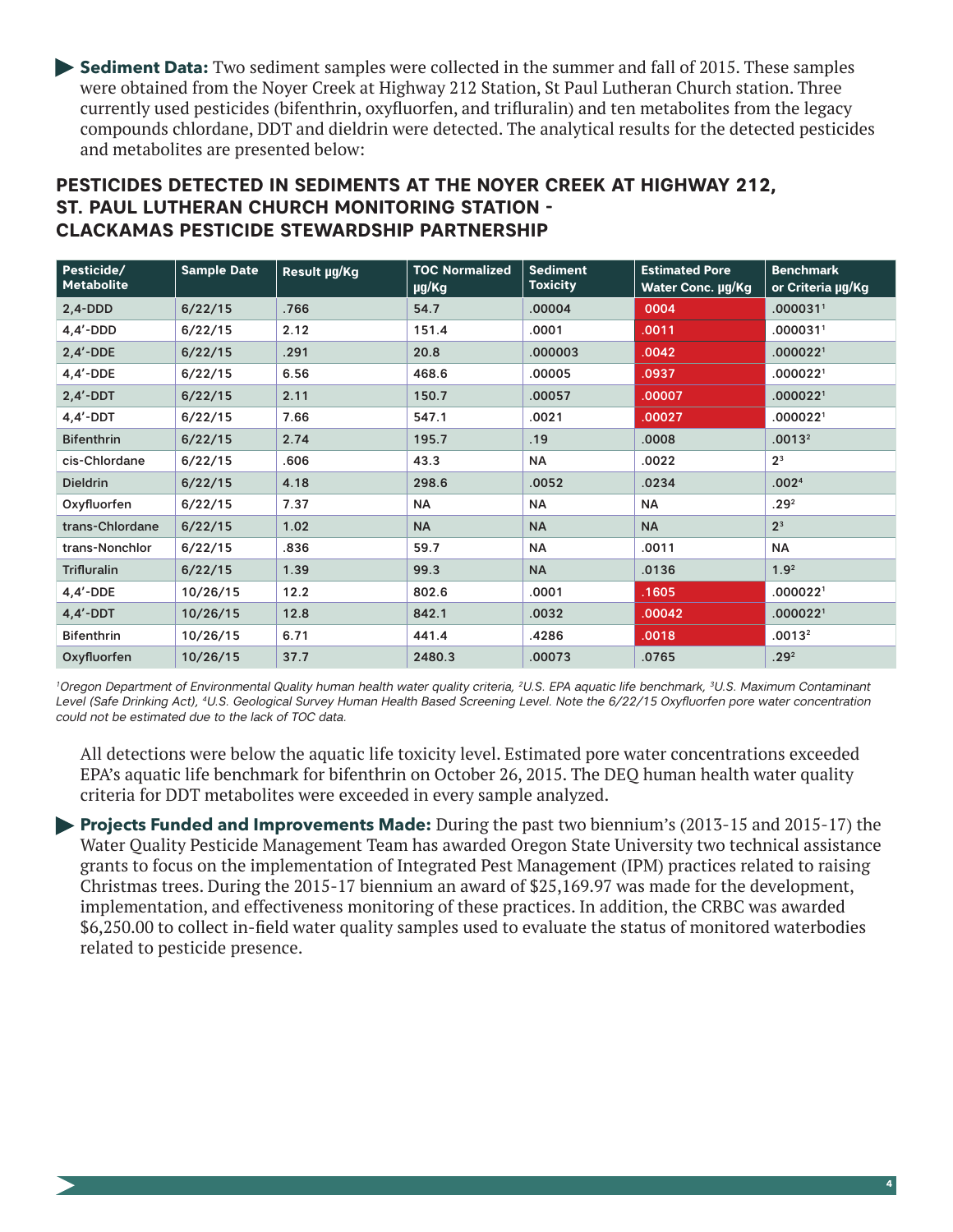**Sediment Data:** Two sediment samples were collected in the summer and fall of 2015. These samples were obtained from the Noyer Creek at Highway 212 Station, St Paul Lutheran Church station. Three currently used pesticides (bifenthrin, oxyfluorfen, and trifluralin) and ten metabolites from the legacy compounds chlordane, DDT and dieldrin were detected. The analytical results for the detected pesticides and metabolites are presented below:

## PESTICIDES DETECTED IN SEDIMENTS AT THE NOYER CREEK AT HIGHWAY 212, ST. PAUL LUTHERAN CHURCH MONITORING STATION - CLACKAMAS PESTICIDE STEWARDSHIP PARTNERSHIP

| Pesticide/ Metabolite | Sample Date | Result µg/Kg | TOC Normalized µg/Kg | Sediment Toxicity | Estimated Pore Water Conc. µg/Kg | Benchmark or Criteria µg/Kg |
|---|---|---|---|---|---|---|
| 2,4-DDD | 6/22/15 | .766 | 54.7 | .00004 | .0004 | .000031[1] |
| 4,4'-DDD | 6/22/15 | 2.12 | 151.4 | .0001 | .0011 | .000031[1] |
| 2,4'-DDE | 6/22/15 | .291 | 20.8 | .000003 | .0042 | .000022[1] |
| 4,4'-DDE | 6/22/15 | 6.56 | 468.6 | .00005 | .0937 | .000022[1] |
| 2,4'-DDT | 6/22/15 | 2.11 | 150.7 | .00057 | .00007 | .000022[1] |
| 4,4'-DDT | 6/22/15 | 7.66 | 547.1 | .0021 | .00027 | .000022[1] |
| Bifenthrin | 6/22/15 | 2.74 | 195.7 | .19 | .0008 | .0013[2] |
| cis-Chlordane | 6/22/15 | .606 | 43.3 | NA | .0022 | 2[3] |
| Dieldrin | 6/22/15 | 4.18 | 298.6 | .0052 | .0234 | .002[4] |
| Oxyfluorfen | 6/22/15 | 7.37 | NA | NA | NA | .29[2] |
| trans-Chlordane | 6/22/15 | 1.02 | NA | NA | NA | 2[3] |
| trans-Nonchlor | 6/22/15 | .836 | 59.7 | NA | .0011 | NA |
| Trifluralin | 6/22/15 | 1.39 | 99.3 | NA | .0136 | 1.9[2] |
| 4,4'-DDE | 10/26/15 | 12.2 | 802.6 | .0001 | .1605 | .000022[1] |
| 4,4'-DDT | 10/26/15 | 12.8 | 842.1 | .0032 | .00042 | .000022[1] |
| Bifenthrin | 10/26/15 | 6.71 | 441.4 | .4286 | .0018 | .0013[2] |
| Oxyfluorfen | 10/26/15 | 37.7 | 2480.3 | .00073 | .0765 | .29[2] |

*[1]Oregon Department of Environmental Quality human health water quality criteria, [2]U.S. EPA aquatic life benchmark, [3]U.S. Maximum Contaminant Level (Safe Drinking Act), [4]U.S. Geological Survey Human Health Based Screening Level. Note the 6/22/15 Oxyfluorfen pore water concentration could not be estimated due to the lack of TOC data.*

All detections were below the aquatic life toxicity level. Estimated pore water concentrations exceeded EPA's aquatic life benchmark for bifenthrin on October 26, 2015. The DEQ human health water quality criteria for DDT metabolites were exceeded in every sample analyzed.

**Projects Funded and Improvements Made:** During the past two biennium's (2013-15 and 2015-17) the Water Quality Pesticide Management Team has awarded Oregon State University two technical assistance grants to focus on the implementation of Integrated Pest Management (IPM) practices related to raising Christmas trees. During the 2015-17 biennium an award of $25,169.97 was made for the development, implementation, and effectiveness monitoring of these practices. In addition, the CRBC was awarded $6,250.00 to collect in-field water quality samples used to evaluate the status of monitored waterbodies related to pesticide presence.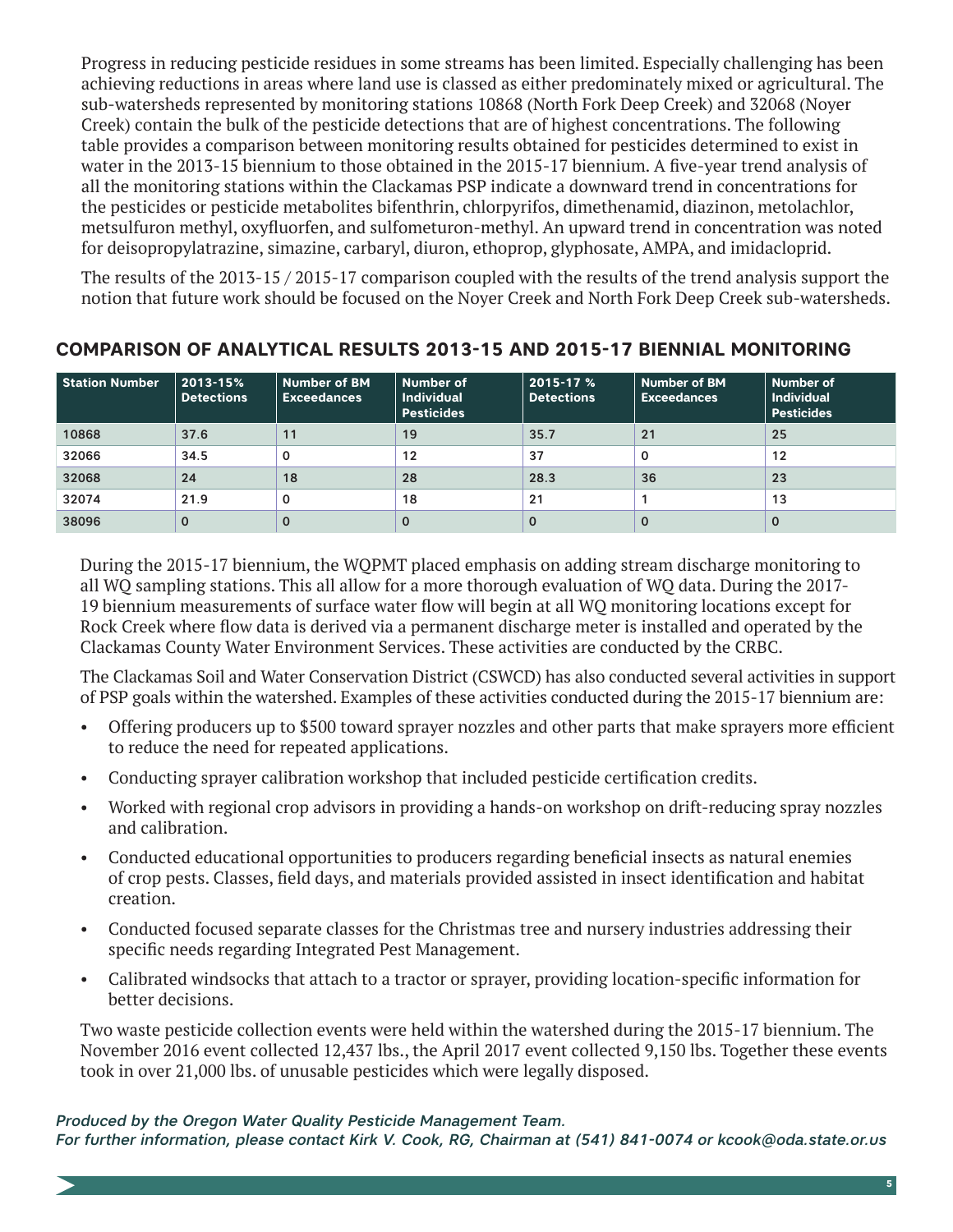Progress in reducing pesticide residues in some streams has been limited. Especially challenging has been achieving reductions in areas where land use is classed as either predominately mixed or agricultural. The sub-watersheds represented by monitoring stations 10868 (North Fork Deep Creek) and 32068 (Noyer Creek) contain the bulk of the pesticide detections that are of highest concentrations. The following table provides a comparison between monitoring results obtained for pesticides determined to exist in water in the 2013-15 biennium to those obtained in the 2015-17 biennium. A five-year trend analysis of all the monitoring stations within the Clackamas PSP indicate a downward trend in concentrations for the pesticides or pesticide metabolites bifenthrin, chlorpyrifos, dimethenamid, diazinon, metolachlor, metsulfuron methyl, oxyfluorfen, and sulfometuron-methyl. An upward trend in concentration was noted for deisopropylatrazine, simazine, carbaryl, diuron, ethoprop, glyphosate, AMPA, and imidacloprid.

The results of the 2013-15 / 2015-17 comparison coupled with the results of the trend analysis support the notion that future work should be focused on the Noyer Creek and North Fork Deep Creek sub-watersheds.

## COMPARISON OF ANALYTICAL RESULTS 2013-15 AND 2015-17 BIENNIAL MONITORING

| Station Number | 2013-15% Detections | Number of BM Exceedances | Number of Individual Pesticides | 2015-17 % Detections | Number of BM Exceedances | Number of Individual Pesticides |
|---|---|---|---|---|---|---|
| 10868 | 37.6 | 11 | 19 | 35.7 | 21 | 25 |
| 32066 | 34.5 | 0 | 12 | 37 | 0 | 12 |
| 32068 | 24 | 18 | 28 | 28.3 | 36 | 23 |
| 32074 | 21.9 | 0 | 18 | 21 | 1 | 13 |
| 38096 | 0 | 0 | 0 | 0 | 0 | 0 |

During the 2015-17 biennium, the WQPMT placed emphasis on adding stream discharge monitoring to all WQ sampling stations. This all allow for a more thorough evaluation of WQ data. During the 2017-19 biennium measurements of surface water flow will begin at all WQ monitoring locations except for Rock Creek where flow data is derived via a permanent discharge meter is installed and operated by the Clackamas County Water Environment Services. These activities are conducted by the CRBC.

The Clackamas Soil and Water Conservation District (CSWCD) has also conducted several activities in support of PSP goals within the watershed. Examples of these activities conducted during the 2015-17 biennium are:

- Offering producers up to $500 toward sprayer nozzles and other parts that make sprayers more efficient to reduce the need for repeated applications.
- Conducting sprayer calibration workshop that included pesticide certification credits.
- Worked with regional crop advisors in providing a hands-on workshop on drift-reducing spray nozzles and calibration.
- Conducted educational opportunities to producers regarding beneficial insects as natural enemies of crop pests. Classes, field days, and materials provided assisted in insect identification and habitat creation.
- Conducted focused separate classes for the Christmas tree and nursery industries addressing their specific needs regarding Integrated Pest Management.
- Calibrated windsocks that attach to a tractor or sprayer, providing location-specific information for better decisions.

Two waste pesticide collection events were held within the watershed during the 2015-17 biennium. The November 2016 event collected 12,437 lbs., the April 2017 event collected 9,150 lbs. Together these events took in over 21,000 lbs. of unusable pesticides which were legally disposed.

*Produced by the Oregon Water Quality Pesticide Management Team.*
*For further information, please contact Kirk V. Cook, RG, Chairman at (541) 841-0074 or kcook@oda.state.or.us*